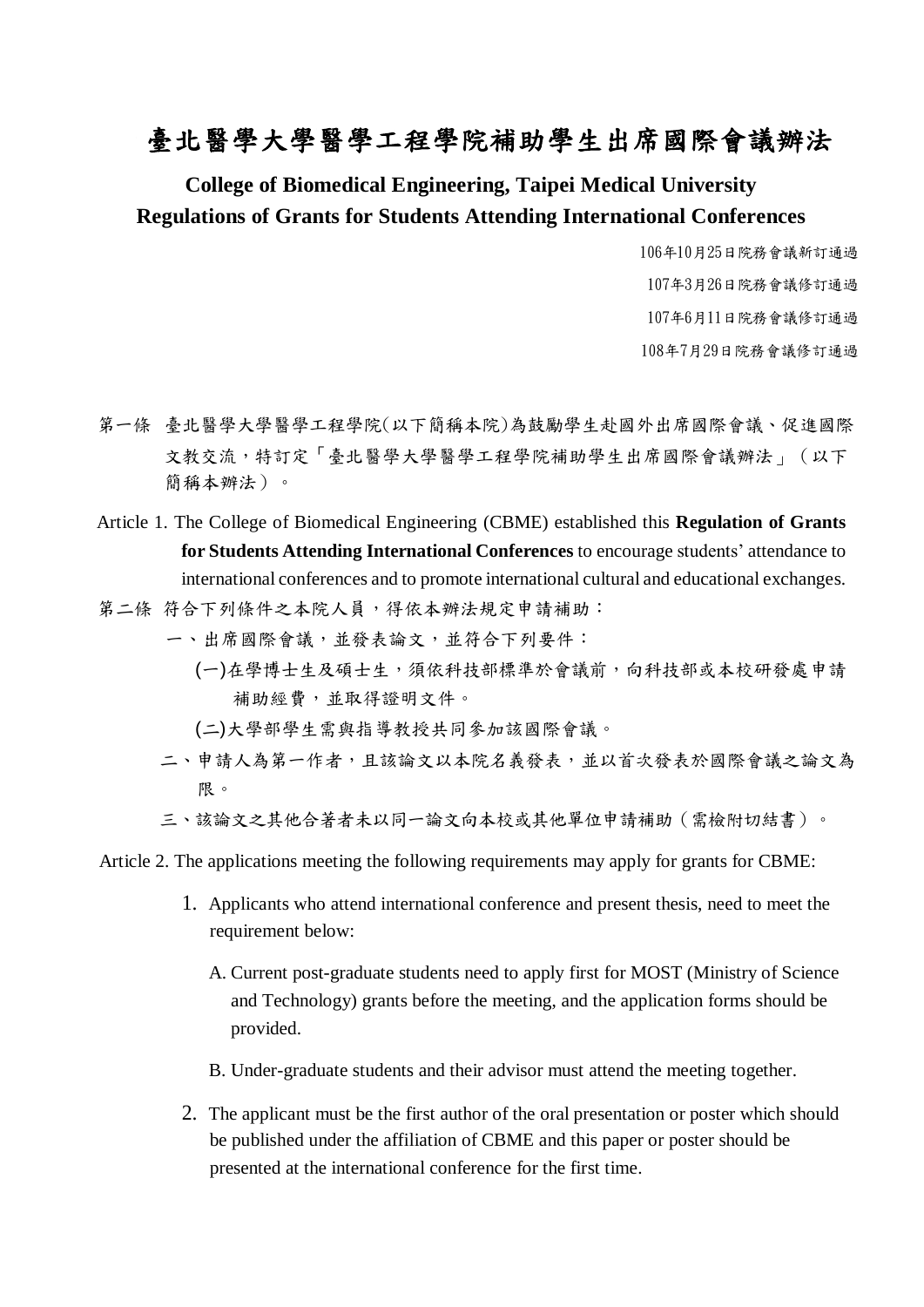# 臺北醫學大學醫學工程學院補助學生出席國際會議辦法

## College of Biomedical Engineering, Taipei Medical University Regulations of Grants for Students Attending International Conferences

106年10月25日院務會議新訂通過
107年3月26日院務會議修訂通過
107年6月11日院務會議修訂通過
108年7月29日院務會議修訂通過

第一條 臺北醫學大學醫學工程學院(以下簡稱本院)為鼓勵學生赴國外出席國際會議、促進國際文教交流，特訂定「臺北醫學大學醫學工程學院補助學生出席國際會議辦法」（以下簡稱本辦法）。

Article 1. The College of Biomedical Engineering (CBME) established this **Regulation of Grants for Students Attending International Conferences** to encourage students' attendance to international conferences and to promote international cultural and educational exchanges.

第二條 符合下列條件之本院人員，得依本辦法規定申請補助：

一、出席國際會議，並發表論文，並符合下列要件：

(一)在學博士生及碩士生，須依科技部標準於會議前，向科技部或本校研發處申請補助經費，並取得證明文件。

(二)大學部學生需與指導教授共同參加該國際會議。

二、申請人為第一作者，且該論文以本院名義發表，並以首次發表於國際會議之論文為限。

三、該論文之其他合著者未以同一論文向本校或其他單位申請補助（需檢附切結書）。

Article 2. The applications meeting the following requirements may apply for grants for CBME:

1. Applicants who attend international conference and present thesis, need to meet the requirement below:
   
   A. Current post-graduate students need to apply first for MOST (Ministry of Science and Technology) grants before the meeting, and the application forms should be provided.
   
   B. Under-graduate students and their advisor must attend the meeting together.

2. The applicant must be the first author of the oral presentation or poster which should be published under the affiliation of CBME and this paper or poster should be presented at the international conference for the first time.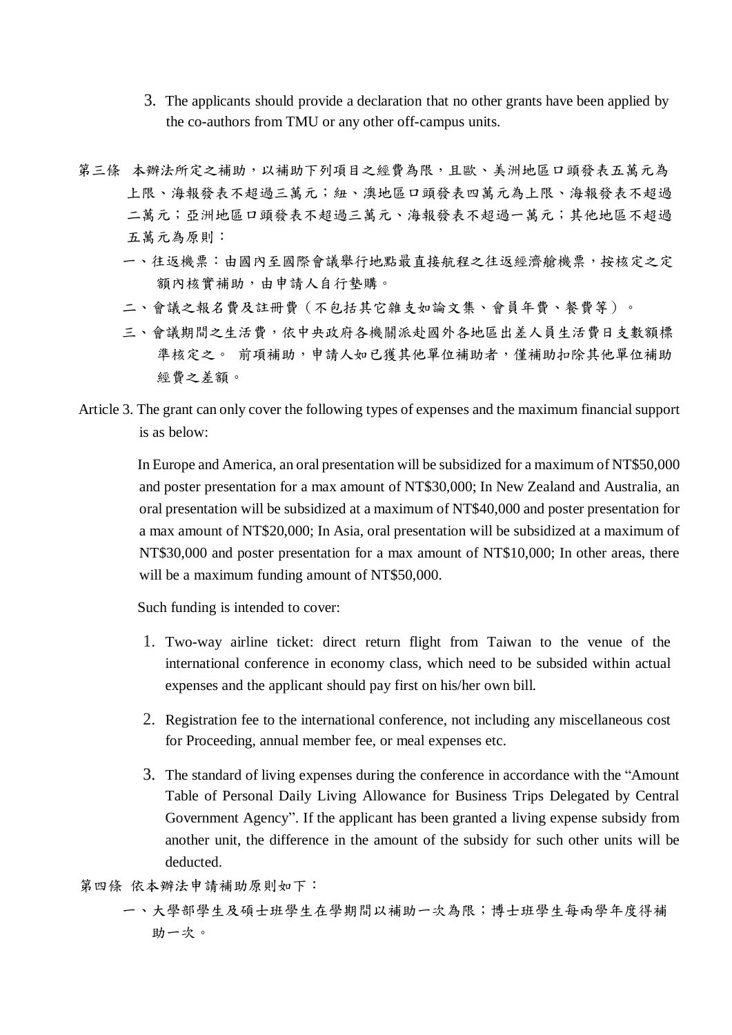3. The applicants should provide a declaration that no other grants have been applied by the co-authors from TMU or any other off-campus units.

第三條　本辦法所定之補助，以補助下列項目之經費為限，且歐、美洲地區口頭發表五萬元為上限、海報發表不超過三萬元；紐、澳地區口頭發表四萬元為上限、海報發表不超過二萬元；亞洲地區口頭發表不超過三萬元、海報發表不超過一萬元；其他地區不超過五萬元為原則：

一、往返機票：由國內至國際會議舉行地點最直接航程之往返經濟艙機票，按核定之定額內核實補助，由申請人自行墊購。

二、會議之報名費及註冊費（不包括其它雜支如論文集、會員年費、餐費等）。

三、會議期間之生活費，依中央政府各機關派赴國外各地區出差人員生活費日支數額標準核定之。 前項補助，申請人如已獲其他單位補助者，僅補助扣除其他單位補助經費之差額。

Article 3. The grant can only cover the following types of expenses and the maximum financial support is as below:

In Europe and America, an oral presentation will be subsidized for a maximum of NT$50,000 and poster presentation for a max amount of NT$30,000; In New Zealand and Australia, an oral presentation will be subsidized at a maximum of NT$40,000 and poster presentation for a max amount of NT$20,000; In Asia, oral presentation will be subsidized at a maximum of NT$30,000 and poster presentation for a max amount of NT$10,000; In other areas, there will be a maximum funding amount of NT$50,000.

Such funding is intended to cover:

1. Two-way airline ticket: direct return flight from Taiwan to the venue of the international conference in economy class, which need to be subsided within actual expenses and the applicant should pay first on his/her own bill.
2. Registration fee to the international conference, not including any miscellaneous cost for Proceeding, annual member fee, or meal expenses etc.
3. The standard of living expenses during the conference in accordance with the "Amount Table of Personal Daily Living Allowance for Business Trips Delegated by Central Government Agency". If the applicant has been granted a living expense subsidy from another unit, the difference in the amount of the subsidy for such other units will be deducted.

第四條　依本辦法申請補助原則如下：

一、大學部學生及碩士班學生在學期間以補助一次為限；博士班學生每兩學年度得補助一次。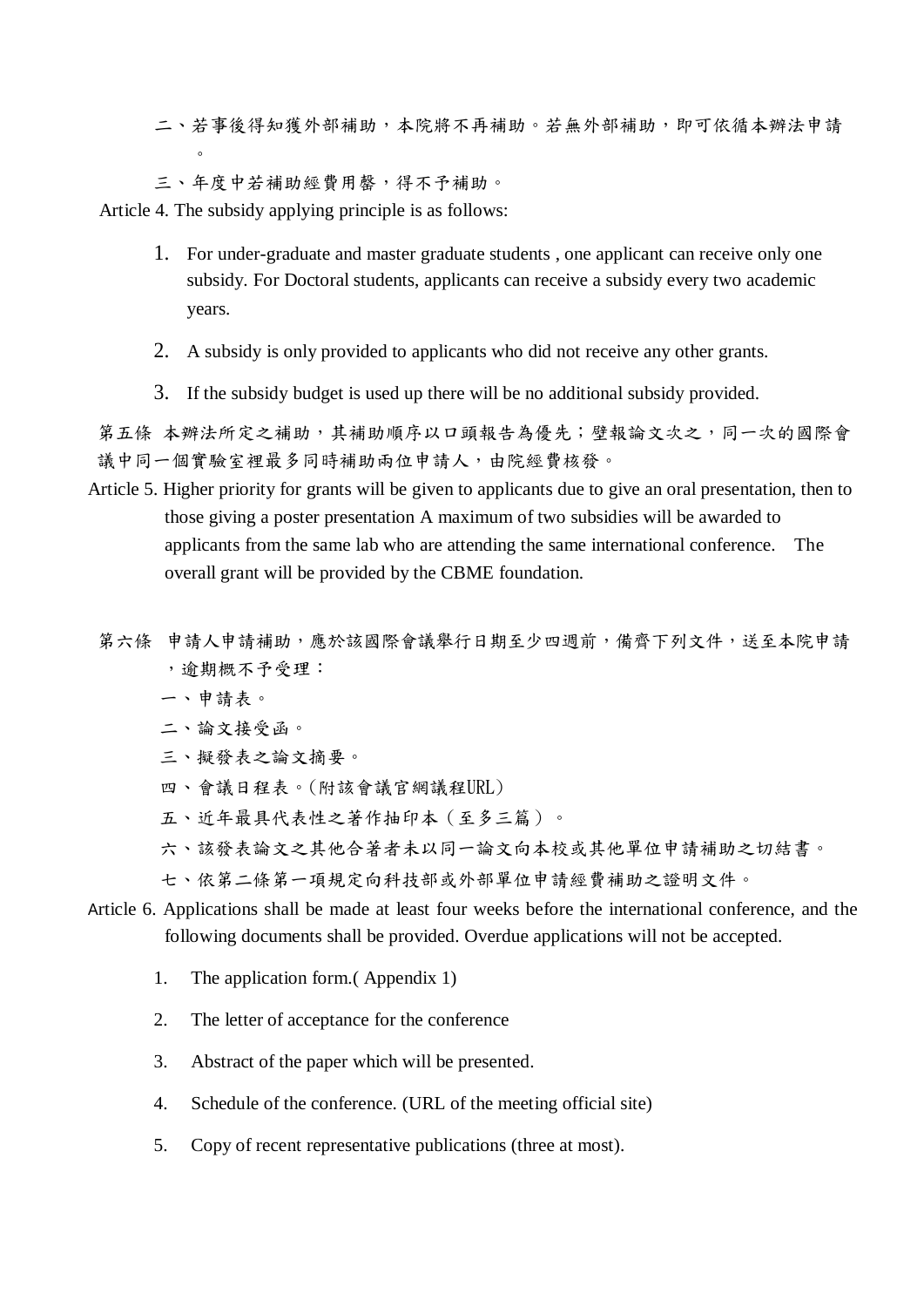二、若事後得知獲外部補助，本院將不再補助。若無外部補助，即可依循本辦法申請。

三、年度中若補助經費用罄，得不予補助。

Article 4. The subsidy applying principle is as follows:

1. For under-graduate and master graduate students , one applicant can receive only one subsidy. For Doctoral students, applicants can receive a subsidy every two academic years.
2. A subsidy is only provided to applicants who did not receive any other grants.
3. If the subsidy budget is used up there will be no additional subsidy provided.

第五條 本辦法所定之補助，其補助順序以口頭報告為優先；壁報論文次之，同一次的國際會議中同一個實驗室裡最多同時補助兩位申請人，由院經費核發。

Article 5. Higher priority for grants will be given to applicants due to give an oral presentation, then to those giving a poster presentation A maximum of two subsidies will be awarded to applicants from the same lab who are attending the same international conference. The overall grant will be provided by the CBME foundation.

第六條 申請人申請補助，應於該國際會議舉行日期至少四週前，備齊下列文件，送至本院申請，逾期概不予受理：

一、申請表。

二、論文接受函。

三、擬發表之論文摘要。

四、會議日程表。(附該會議官網議程URL)

五、近年最具代表性之著作抽印本（至多三篇）。

六、該發表論文之其他合著者未以同一論文向本校或其他單位申請補助之切結書。

七、依第二條第一項規定向科技部或外部單位申請經費補助之證明文件。

Article 6. Applications shall be made at least four weeks before the international conference, and the following documents shall be provided. Overdue applications will not be accepted.

1. The application form.( Appendix 1)
2. The letter of acceptance for the conference
3. Abstract of the paper which will be presented.
4. Schedule of the conference. (URL of the meeting official site)
5. Copy of recent representative publications (three at most).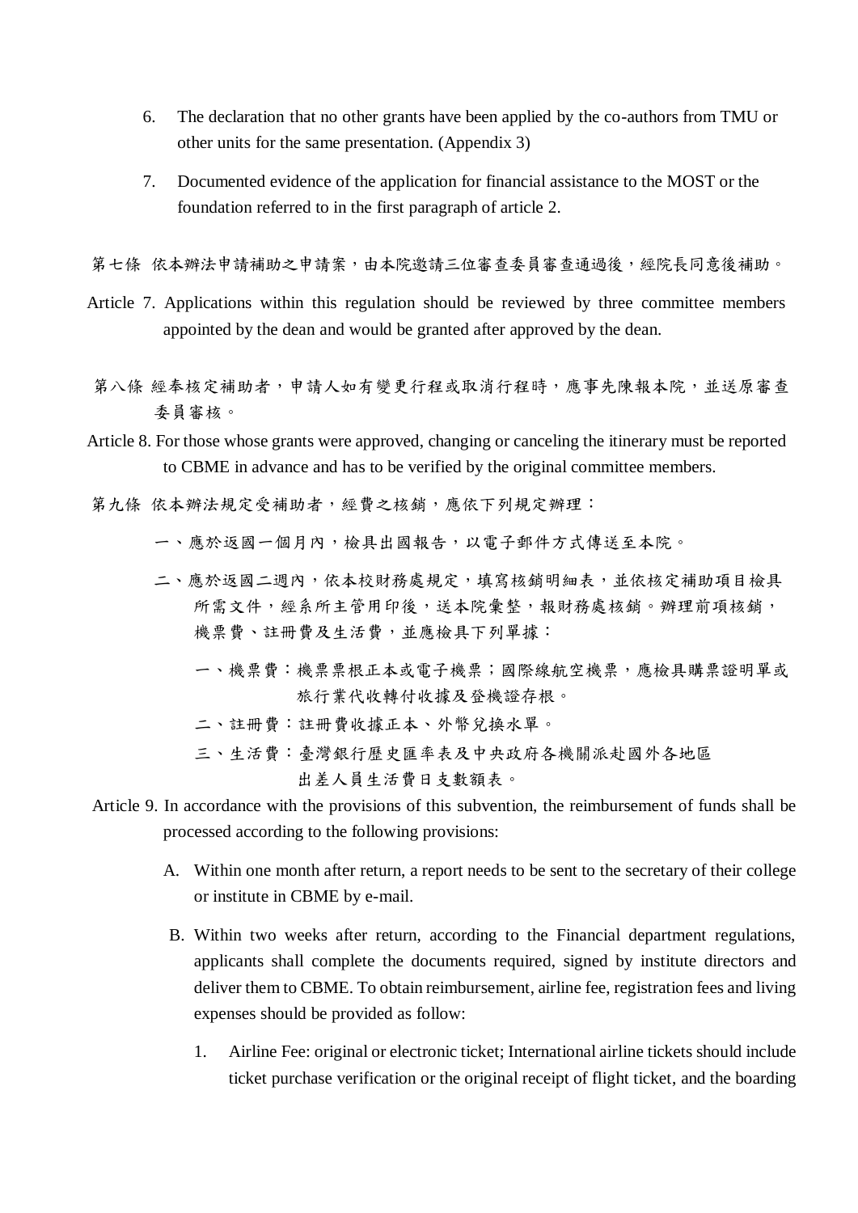6. The declaration that no other grants have been applied by the co-authors from TMU or other units for the same presentation. (Appendix 3)

7. Documented evidence of the application for financial assistance to the MOST or the foundation referred to in the first paragraph of article 2.

第七條 依本辦法申請補助之申請案，由本院邀請三位審查委員審查通過後，經院長同意後補助。

Article 7. Applications within this regulation should be reviewed by three committee members appointed by the dean and would be granted after approved by the dean.

第八條 經奉核定補助者，申請人如有變更行程或取消行程時，應事先陳報本院，並送原審查委員審核。

Article 8. For those whose grants were approved, changing or canceling the itinerary must be reported to CBME in advance and has to be verified by the original committee members.

第九條 依本辦法規定受補助者，經費之核銷，應依下列規定辦理：

一、應於返國一個月內，檢具出國報告，以電子郵件方式傳送至本院。

二、應於返國二週內，依本校財務處規定，填寫核銷明細表，並依核定補助項目檢具所需文件，經系所主管用印後，送本院彙整，報財務處核銷。辦理前項核銷，機票費、註冊費及生活費，並應檢具下列單據：

一、機票費：機票票根正本或電子機票；國際線航空機票，應檢具購票證明單或旅行業代收轉付收據及登機證存根。

二、註冊費：註冊費收據正本、外幣兌換水單。

三、生活費：臺灣銀行歷史匯率表及中央政府各機關派赴國外各地區出差人員生活費日支數額表。

Article 9. In accordance with the provisions of this subvention, the reimbursement of funds shall be processed according to the following provisions:

A. Within one month after return, a report needs to be sent to the secretary of their college or institute in CBME by e-mail.

B. Within two weeks after return, according to the Financial department regulations, applicants shall complete the documents required, signed by institute directors and deliver them to CBME. To obtain reimbursement, airline fee, registration fees and living expenses should be provided as follow:

1. Airline Fee: original or electronic ticket; International airline tickets should include ticket purchase verification or the original receipt of flight ticket, and the boarding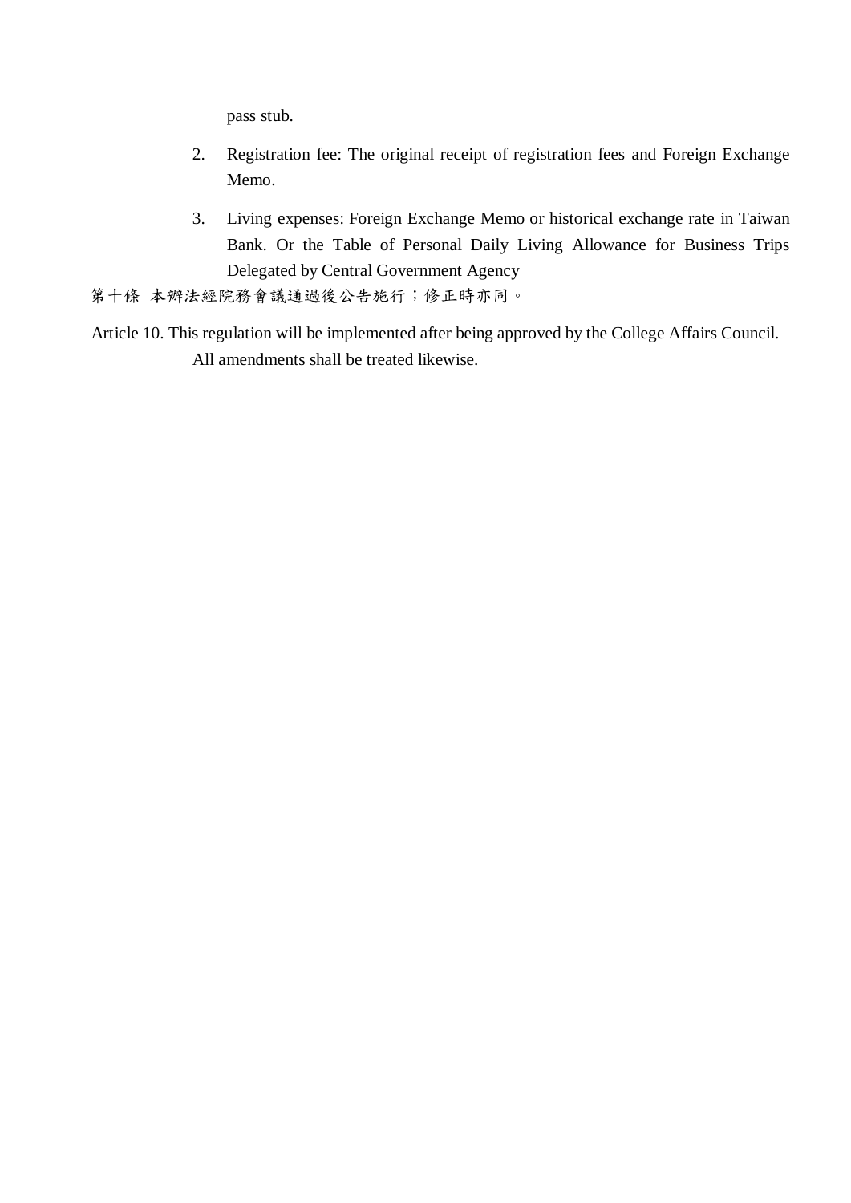pass stub.

2. Registration fee: The original receipt of registration fees and Foreign Exchange Memo.

3. Living expenses: Foreign Exchange Memo or historical exchange rate in Taiwan Bank. Or the Table of Personal Daily Living Allowance for Business Trips Delegated by Central Government Agency

第十條 本辦法經院務會議通過後公告施行；修正時亦同。

Article 10. This regulation will be implemented after being approved by the College Affairs Council. All amendments shall be treated likewise.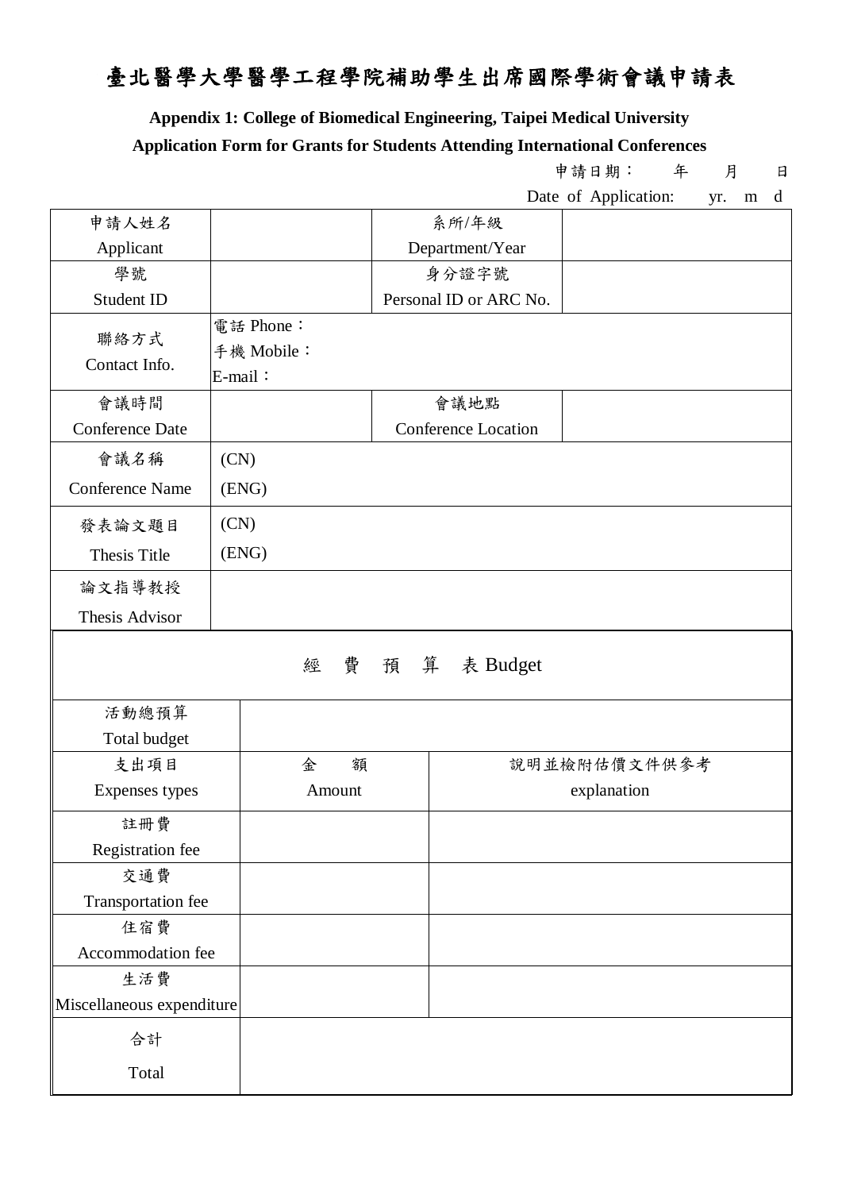# 臺北醫學大學醫學工程學院補助學生出席國際學術會議申請表

**Appendix 1: College of Biomedical Engineering, Taipei Medical University**

**Application Form for Grants for Students Attending International Conferences**

申請日期：　年　月　日

Date of Application: yr. m d

| 申請人姓名<br>Applicant | | 系所/年級<br>Department/Year | |
|---|---|---|---|
| 學號<br>Student ID | | 身分證字號<br>Personal ID or ARC No. | |
| 聯絡方式<br>Contact Info. | 電話 Phone：<br>手機 Mobile：<br>E-mail： | | |
| 會議時間<br>Conference Date | | 會議地點<br>Conference Location | |
| 會議名稱<br>Conference Name | (CN)<br>(ENG) | | |
| 發表論文題目<br>Thesis Title | (CN)<br>(ENG) | | |
| 論文指導教授<br>Thesis Advisor | | | |

## 經 費 預 算 表 Budget

| 活動總預算<br>Total budget | | |
|---|---|---|
| 支出項目<br>Expenses types | 金　額<br>Amount | 說明並檢附估價文件供參考<br>explanation |
| 註冊費<br>Registration fee | | |
| 交通費<br>Transportation fee | | |
| 住宿費<br>Accommodation fee | | |
| 生活費<br>Miscellaneous expenditure | | |
| 合計<br>Total | | |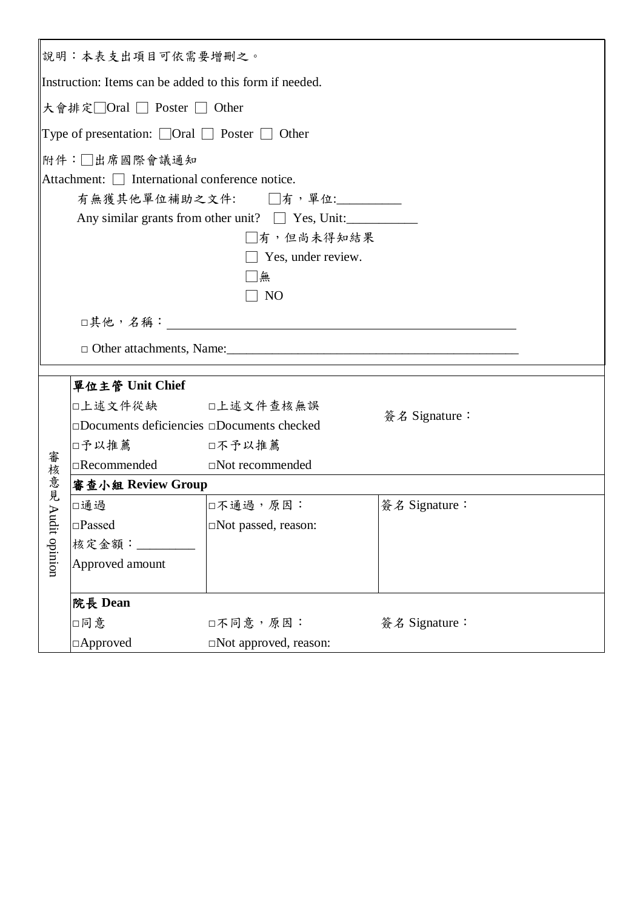說明：本表支出項目可依需要增刪之。

Instruction: Items can be added to this form if needed.

大會排定□Oral □ Poster □ Other

Type of presentation: □Oral □ Poster □ Other

附件：□出席國際會議通知

Attachment: □ International conference notice.

有無獲其他單位補助之文件: □有，單位:__________

Any similar grants from other unit? □ Yes, Unit:___________

□有，但尚未得知結果

□ Yes, under review.

□無

□ NO

□其他，名稱：______________________________________________

□ Other attachments, Name:_____________________________________________

| 審核意見 Audit opinion | | | |
|---|---|---|---|
| | **單位主管 Unit Chief** | | |
| | □上述文件從缺<br>□Documents deficiencies | □上述文件查核無誤<br>□Documents checked | 簽名 Signature： |
| | □予以推薦<br>□Recommended | □不予以推薦<br>□Not recommended | |
| | **審查小組 Review Group** | | |
| | □通過<br>□Passed<br>核定金額：_________<br>Approved amount | □不通過，原因：<br>□Not passed, reason: | 簽名 Signature： |
| | **院長 Dean** | | |
| | □同意<br>□Approved | □不同意，原因：<br>□Not approved, reason: | 簽名 Signature： |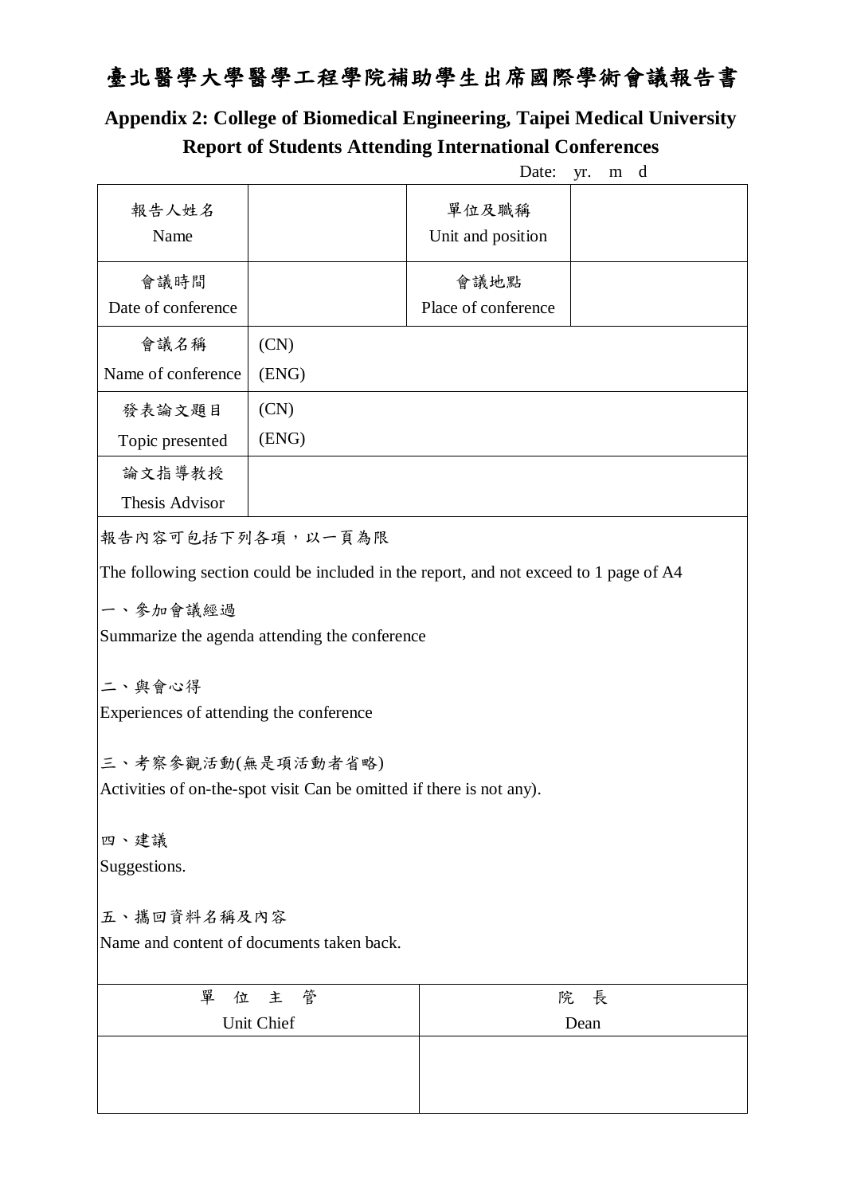# 臺北醫學大學醫學工程學院補助學生出席國際學術會議報告書

## Appendix 2: College of Biomedical Engineering, Taipei Medical University Report of Students Attending International Conferences

Date: yr. m d

| 報告人姓名<br>Name | | 單位及職稱<br>Unit and position | |
|---|---|---|---|
| 會議時間<br>Date of conference | | 會議地點<br>Place of conference | |
| 會議名稱<br>Name of conference | (CN)<br>(ENG) | | |
| 發表論文題目<br>Topic presented | (CN)<br>(ENG) | | |
| 論文指導教授<br>Thesis Advisor | | | |

報告內容可包括下列各項，以一頁為限

The following section could be included in the report, and not exceed to 1 page of A4

一、參加會議經過

Summarize the agenda attending the conference

二、與會心得

Experiences of attending the conference

三、考察參觀活動(無是項活動者省略)

Activities of on-the-spot visit Can be omitted if there is not any).

四、建議

Suggestions.

五、攜回資料名稱及內容

Name and content of documents taken back.

| 單 位 主 管<br>Unit Chief | 院 長<br>Dean |
|---|---|
| | |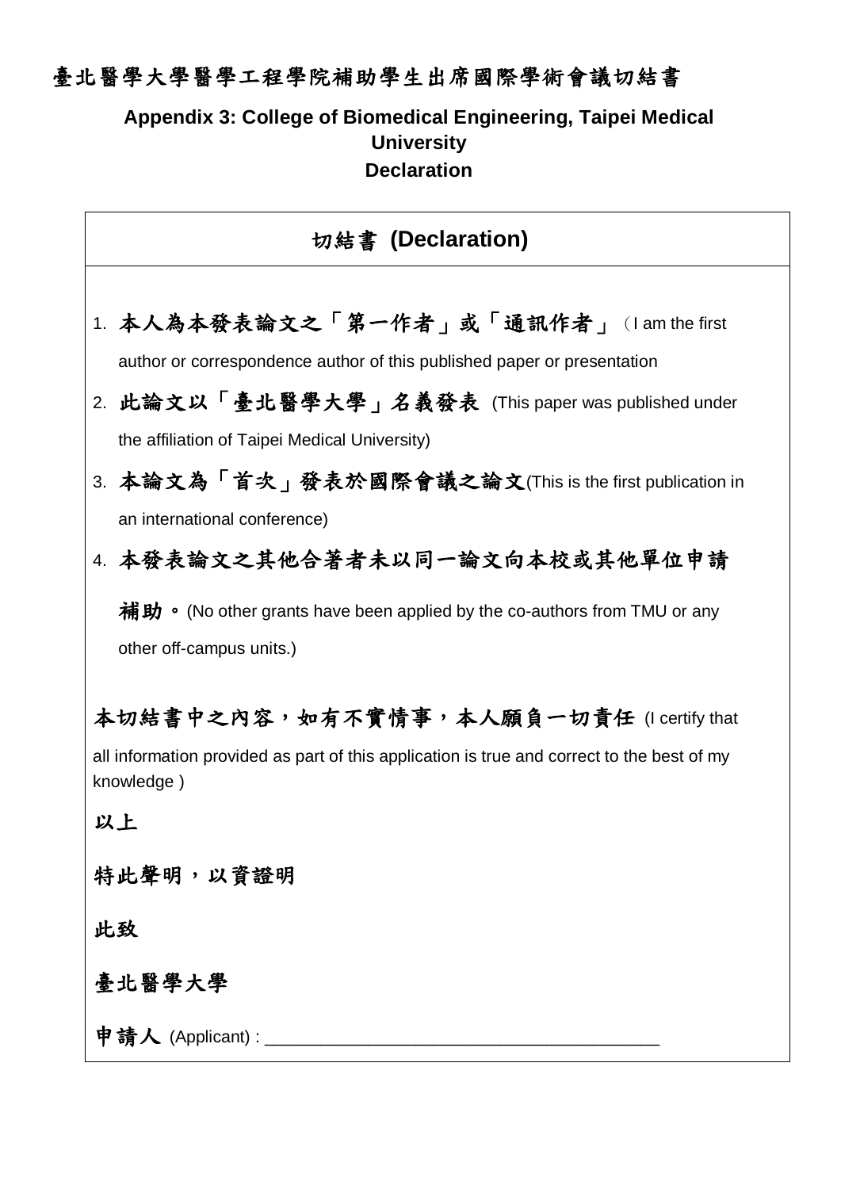臺北醫學大學醫學工程學院補助學生出席國際學術會議切結書

**Appendix 3: College of Biomedical Engineering, Taipei Medical University**
**Declaration**

## 切結書 (Declaration)

1. **本人為本發表論文之「第一作者」或「通訊作者」**（I am the first author or correspondence author of this published paper or presentation
2. **此論文以「臺北醫學大學」名義發表** (This paper was published under the affiliation of Taipei Medical University)
3. **本論文為「首次」發表於國際會議之論文**(This is the first publication in an international conference)
4. **本發表論文之其他合著者未以同一論文向本校或其他單位申請補助。**(No other grants have been applied by the co-authors from TMU or any other off-campus units.)

**本切結書中之內容，如有不實情事，本人願負一切責任** (I certify that all information provided as part of this application is true and correct to the best of my knowledge )

**以上**

**特此聲明，以資證明**

**此致**

**臺北醫學大學**

**申請人** (Applicant) : ________________________________________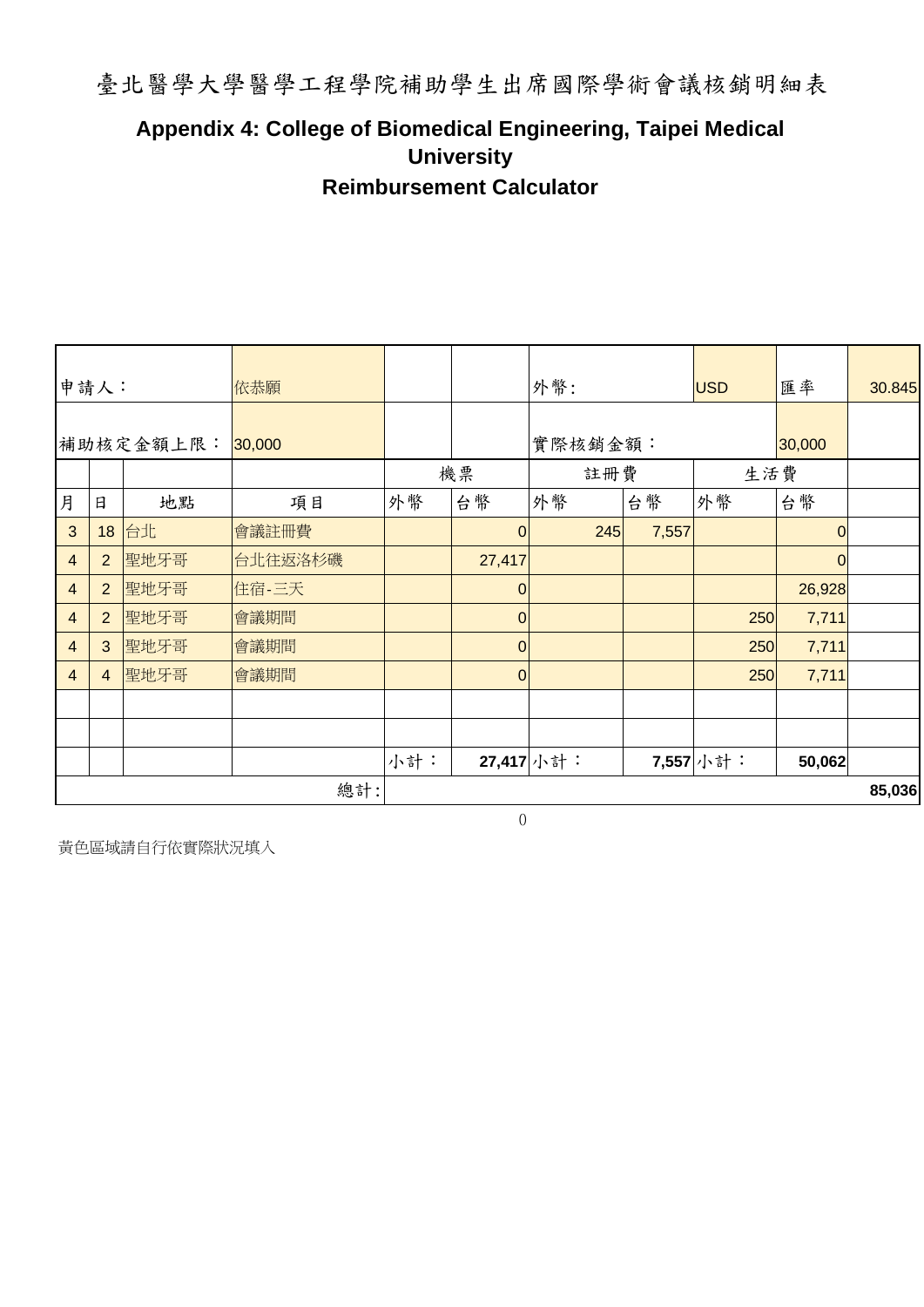# 臺北醫學大學醫學工程學院補助學生出席國際學術會議核銷明細表

## Appendix 4: College of Biomedical Engineering, Taipei Medical University

## Reimbursement Calculator

| | | | | | | | | | | |
|---|---|---|---|---|---|---|---|---|---|---|
| 申請人： | | | 依恭願 | | | 外幣: | | USD | 匯率 | 30.845 |
| 補助核定金額上限： | | | 30,000 | | | 實際核銷金額： | | | 30,000 | |
| | | | | 機票 | | 註冊費 | | 生活費 | | |
| 月 | 日 | 地點 | 項目 | 外幣 | 台幣 | 外幣 | 台幣 | 外幣 | 台幣 | |
| 3 | 18 | 台北 | 會議註冊費 | | 0 | 245 | 7,557 | | 0 | |
| 4 | 2 | 聖地牙哥 | 台北往返洛杉磯 | | 27,417 | | | | 0 | |
| 4 | 2 | 聖地牙哥 | 住宿-三天 | | 0 | | | | 26,928 | |
| 4 | 2 | 聖地牙哥 | 會議期間 | | 0 | | | 250 | 7,711 | |
| 4 | 3 | 聖地牙哥 | 會議期間 | | 0 | | | 250 | 7,711 | |
| 4 | 4 | 聖地牙哥 | 會議期間 | | 0 | | | 250 | 7,711 | |
| | | | | | | | | | | |
| | | | | | | | | | | |
| | | | | 小計： | 27,417 | 小計： | 7,557 | 小計： | 50,062 | |
| | | | 總計: | | | | | | | 85,036 |

0

黃色區域請自行依實際狀況填入